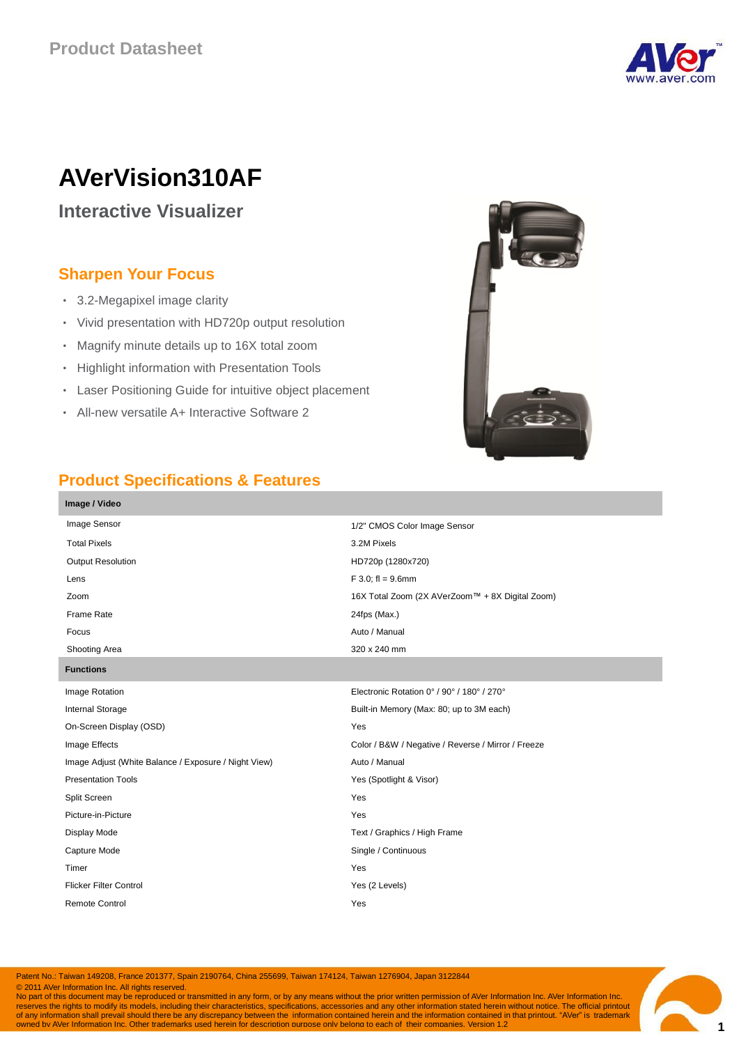Product Datasheet

# AVerVision310AF

## Interactive Visualizer

### Sharpen Your Focus

- 3.2-Megapixel image clarity
- Vivid presentation with HD720p output resolution
- Magnify minute details up to 16X total zoom
- Highlight information with Presentation Tools
- Laser Positioning Guide for intuitive object placement
- All-new versatile A+ Interactive Software 2

### Product Specifications & Features

| **Image / Video** | |
|---|---|
| Image Sensor | 1/2" CMOS Color Image Sensor |
| Total Pixels | 3.2M Pixels |
| Output Resolution | HD720p (1280x720) |
| Lens | F 3.0; fl = 9.6mm |
| Zoom | 16X Total Zoom (2X AVerZoom™ + 8X Digital Zoom) |
| Frame Rate | 24fps (Max.) |
| Focus | Auto / Manual |
| Shooting Area | 320 x 240 mm |
| **Functions** | |
| Image Rotation | Electronic Rotation 0° / 90° / 180° / 270° |
| Internal Storage | Built-in Memory (Max: 80; up to 3M each) |
| On-Screen Display (OSD) | Yes |
| Image Effects | Color / B&W / Negative / Reverse / Mirror / Freeze |
| Image Adjust (White Balance / Exposure / Night View) | Auto / Manual |
| Presentation Tools | Yes (Spotlight & Visor) |
| Split Screen | Yes |
| Picture-in-Picture | Yes |
| Display Mode | Text / Graphics / High Frame |
| Capture Mode | Single / Continuous |
| Timer | Yes |
| Flicker Filter Control | Yes (2 Levels) |
| Remote Control | Yes |

Patent No.: Taiwan 149208, France 201377, Spain 2190764, China 255699, Taiwan 174124, Taiwan 1276904, Japan 3122844
© 2011 AVer Information Inc. All rights reserved.
No part of this document may be reproduced or transmitted in any form, or by any means without the prior written permission of AVer Information Inc. AVer Information Inc. reserves the rights to modify its models, including their characteristics, specifications, accessories and any other information stated herein without notice. The official printout of any information shall prevail should there be any discrepancy between the information contained herein and the information contained in that printout. "AVer" is trademark owned by AVer Information Inc. Other trademarks used herein for description purpose only belong to each of their companies. Version 1.2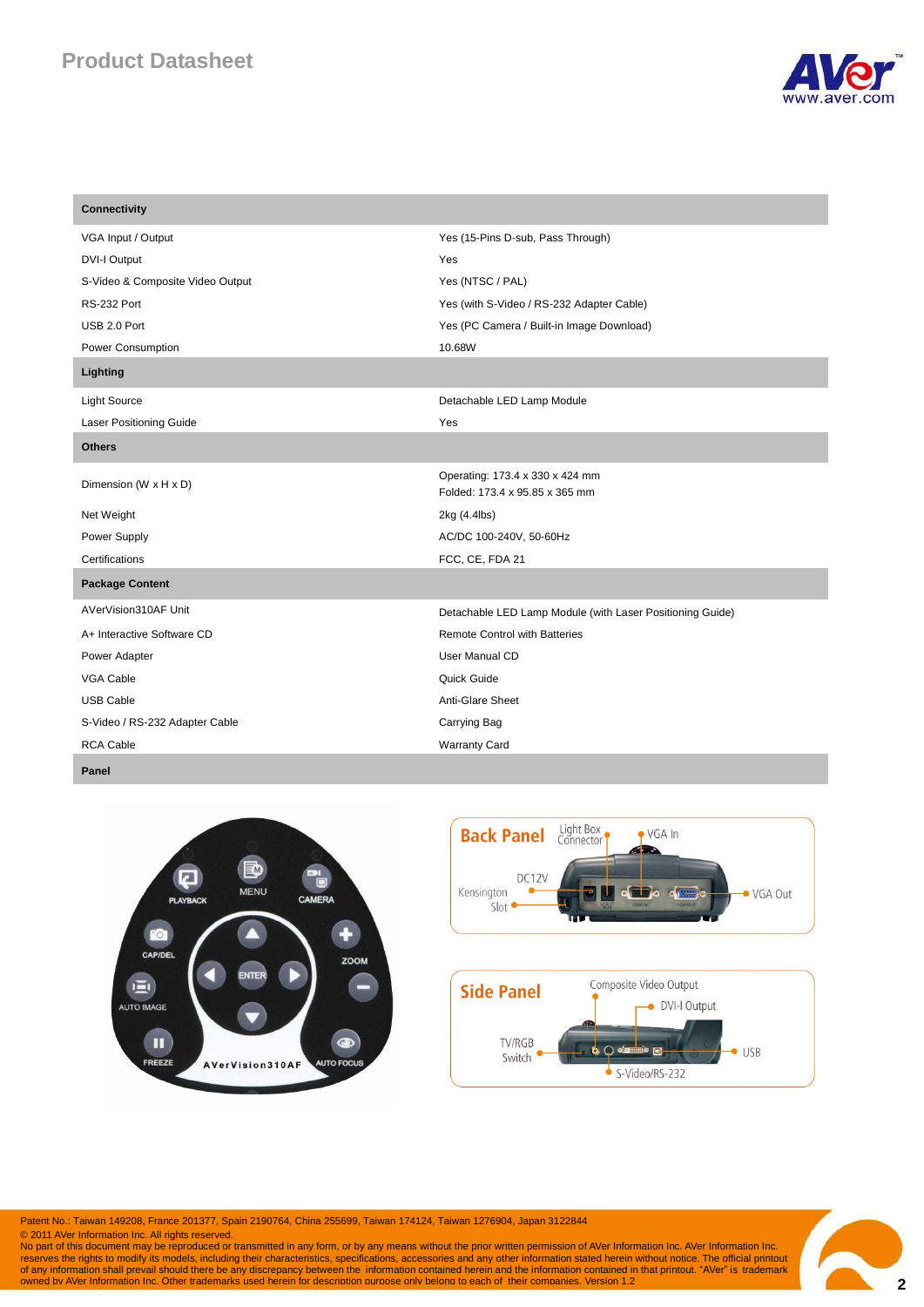| Connectivity | |
|---|---|
| VGA Input / Output | Yes (15-Pins D-sub, Pass Through) |
| DVI-I Output | Yes |
| S-Video & Composite Video Output | Yes (NTSC / PAL) |
| RS-232 Port | Yes (with S-Video / RS-232 Adapter Cable) |
| USB 2.0 Port | Yes (PC Camera / Built-in Image Download) |
| Power Consumption | 10.68W |
| **Lighting** | |
| Light Source | Detachable LED Lamp Module |
| Laser Positioning Guide | Yes |
| **Others** | |
| Dimension (W x H x D) | Operating: 173.4 x 330 x 424 mm<br>Folded: 173.4 x 95.85 x 365 mm |
| Net Weight | 2kg (4.4lbs) |
| Power Supply | AC/DC 100-240V, 50-60Hz |
| Certifications | FCC, CE, FDA 21 |
| **Package Content** | |
| AVerVision310AF Unit | Detachable LED Lamp Module (with Laser Positioning Guide) |
| A+ Interactive Software CD | Remote Control with Batteries |
| Power Adapter | User Manual CD |
| VGA Cable | Quick Guide |
| USB Cable | Anti-Glare Sheet |
| S-Video / RS-232 Adapter Cable | Carrying Bag |
| RCA Cable | Warranty Card |
| **Panel** | |

Patent No.: Taiwan 149208, France 201377, Spain 2190764, China 255699, Taiwan 174124, Taiwan 1276904, Japan 3122844

© 2011 AVer Information Inc. All rights reserved.

No part of this document may be reproduced or transmitted in any form, or by any means without the prior written permission of AVer Information Inc. AVer Information Inc. reserves the rights to modify its models, including their characteristics, specifications, accessories and any other information stated herein without notice. The official printout of any information shall prevail should there be any discrepancy between the information contained herein and the information contained in that printout. "AVer" is trademark owned by AVer Information Inc. Other trademarks used herein for description purpose only belong to each of their companies. Version 1.2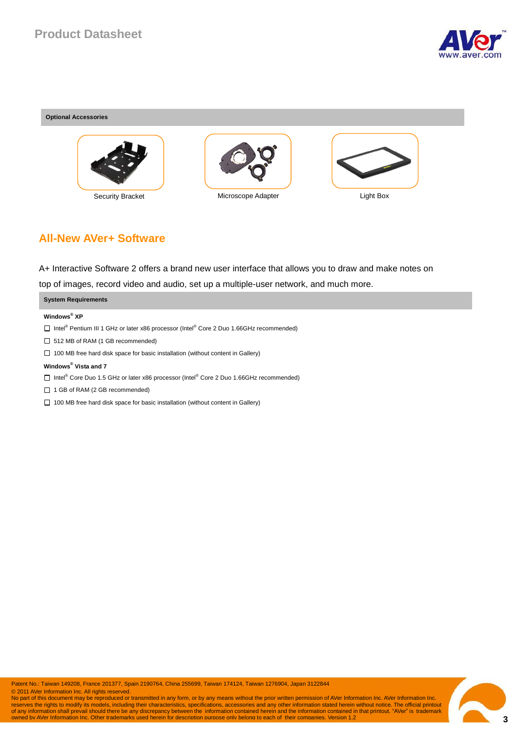## Optional Accessories

Security Bracket

Microscope Adapter

Light Box

## All-New AVer+ Software

A+ Interactive Software 2 offers a brand new user interface that allows you to draw and make notes on top of images, record video and audio, set up a multiple-user network, and much more.

### System Requirements

**Windows® XP**

- Intel® Pentium III 1 GHz or later x86 processor (Intel® Core 2 Duo 1.66GHz recommended)
- 512 MB of RAM (1 GB recommended)
- 100 MB free hard disk space for basic installation (without content in Gallery)

**Windows® Vista and 7**

- Intel® Core Duo 1.5 GHz or later x86 processor (Intel® Core 2 Duo 1.66GHz recommended)
- 1 GB of RAM (2 GB recommended)
- 100 MB free hard disk space for basic installation (without content in Gallery)

Patent No.: Taiwan 149208, France 201377, Spain 2190764, China 255699, Taiwan 174124, Taiwan 1276904, Japan 3122844

© 2011 AVer Information Inc. All rights reserved.

No part of this document may be reproduced or transmitted in any form, or by any means without the prior written permission of AVer Information Inc. AVer Information Inc. reserves the rights to modify its models, including their characteristics, specifications, accessories and any other information stated herein without notice. The official printout of any information shall prevail should there be any discrepancy between the information contained herein and the information contained in that printout. "AVer" is trademark owned by AVer Information Inc. Other trademarks used herein for description purpose only belong to each of their companies. Version 1.2